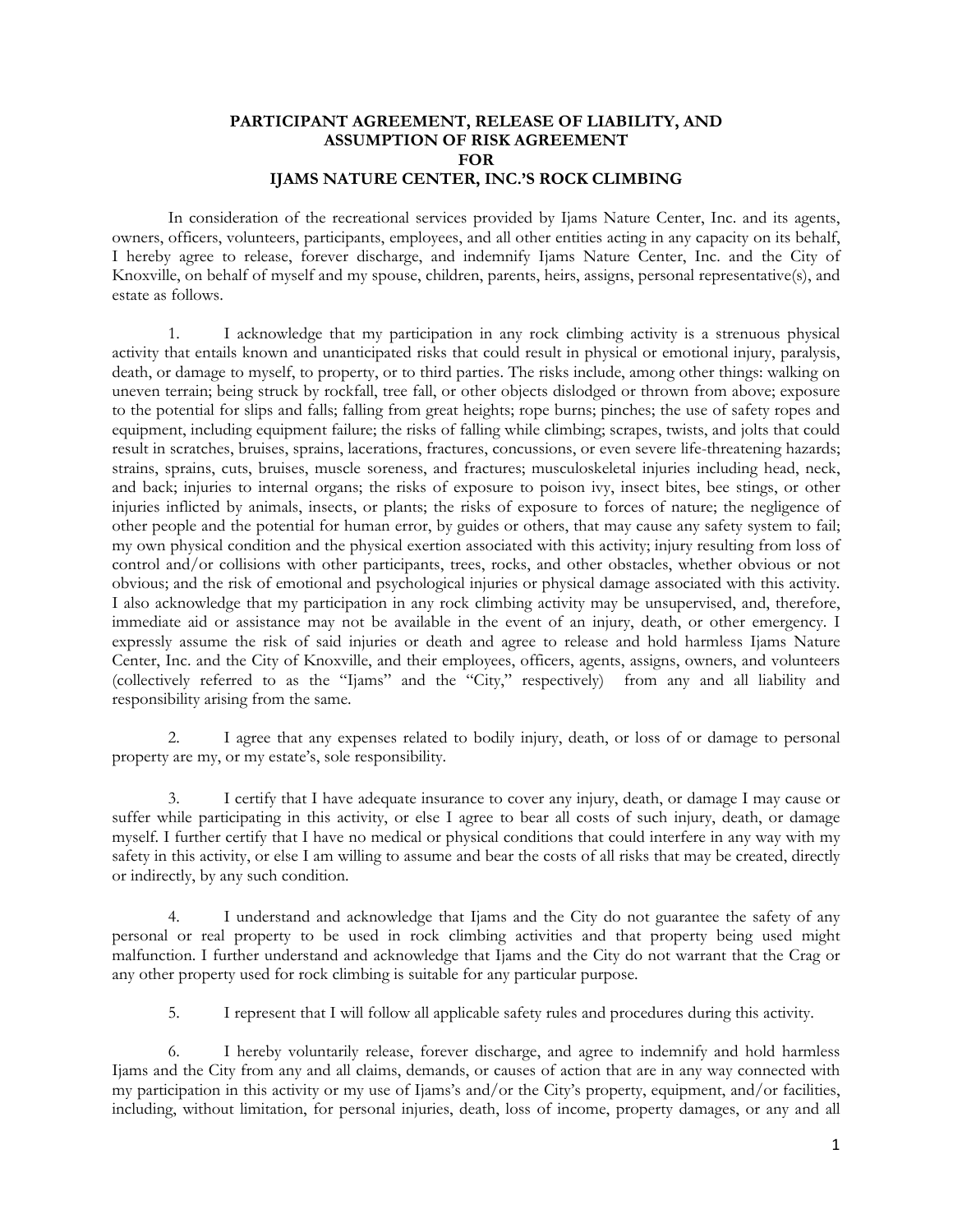# PARTICIPANT AGREEMENT, RELEASE OF LIABILITY, AND ASSUMPTION OF RISK AGREEMENT FOR IJAMS NATURE CENTER, INC.'S ROCK CLIMBING

In consideration of the recreational services provided by Ijams Nature Center, Inc. and its agents, owners, officers, volunteers, participants, employees, and all other entities acting in any capacity on its behalf, I hereby agree to release, forever discharge, and indemnify Ijams Nature Center, Inc. and the City of Knoxville, on behalf of myself and my spouse, children, parents, heirs, assigns, personal representative(s), and estate as follows.

1. I acknowledge that my participation in any rock climbing activity is a strenuous physical activity that entails known and unanticipated risks that could result in physical or emotional injury, paralysis, death, or damage to myself, to property, or to third parties. The risks include, among other things: walking on uneven terrain; being struck by rockfall, tree fall, or other objects dislodged or thrown from above; exposure to the potential for slips and falls; falling from great heights; rope burns; pinches; the use of safety ropes and equipment, including equipment failure; the risks of falling while climbing; scrapes, twists, and jolts that could result in scratches, bruises, sprains, lacerations, fractures, concussions, or even severe life-threatening hazards; strains, sprains, cuts, bruises, muscle soreness, and fractures; musculoskeletal injuries including head, neck, and back; injuries to internal organs; the risks of exposure to poison ivy, insect bites, bee stings, or other injuries inflicted by animals, insects, or plants; the risks of exposure to forces of nature; the negligence of other people and the potential for human error, by guides or others, that may cause any safety system to fail; my own physical condition and the physical exertion associated with this activity; injury resulting from loss of control and/or collisions with other participants, trees, rocks, and other obstacles, whether obvious or not obvious; and the risk of emotional and psychological injuries or physical damage associated with this activity. I also acknowledge that my participation in any rock climbing activity may be unsupervised, and, therefore, immediate aid or assistance may not be available in the event of an injury, death, or other emergency. I expressly assume the risk of said injuries or death and agree to release and hold harmless Ijams Nature Center, Inc. and the City of Knoxville, and their employees, officers, agents, assigns, owners, and volunteers (collectively referred to as the "Ijams" and the "City," respectively) from any and all liability and responsibility arising from the same.

2. I agree that any expenses related to bodily injury, death, or loss of or damage to personal property are my, or my estate's, sole responsibility.

3. I certify that I have adequate insurance to cover any injury, death, or damage I may cause or suffer while participating in this activity, or else I agree to bear all costs of such injury, death, or damage myself. I further certify that I have no medical or physical conditions that could interfere in any way with my safety in this activity, or else I am willing to assume and bear the costs of all risks that may be created, directly or indirectly, by any such condition.

4. I understand and acknowledge that Ijams and the City do not guarantee the safety of any personal or real property to be used in rock climbing activities and that property being used might malfunction. I further understand and acknowledge that Ijams and the City do not warrant that the Crag or any other property used for rock climbing is suitable for any particular purpose.

5. I represent that I will follow all applicable safety rules and procedures during this activity.

6. I hereby voluntarily release, forever discharge, and agree to indemnify and hold harmless Ijams and the City from any and all claims, demands, or causes of action that are in any way connected with my participation in this activity or my use of Ijams's and/or the City's property, equipment, and/or facilities, including, without limitation, for personal injuries, death, loss of income, property damages, or any and all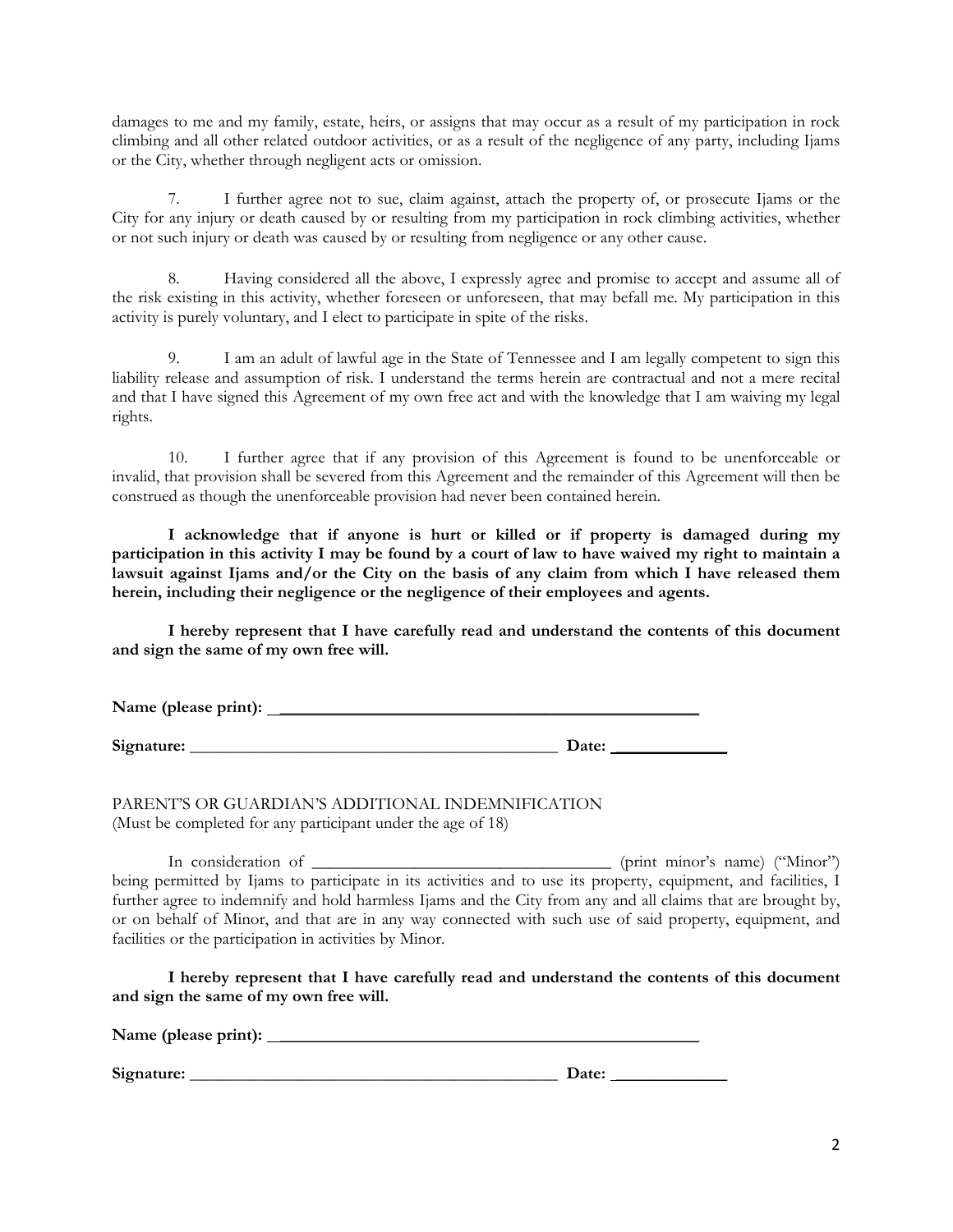damages to me and my family, estate, heirs, or assigns that may occur as a result of my participation in rock climbing and all other related outdoor activities, or as a result of the negligence of any party, including Ijams or the City, whether through negligent acts or omission.

7. I further agree not to sue, claim against, attach the property of, or prosecute Ijams or the City for any injury or death caused by or resulting from my participation in rock climbing activities, whether or not such injury or death was caused by or resulting from negligence or any other cause.

8. Having considered all the above, I expressly agree and promise to accept and assume all of the risk existing in this activity, whether foreseen or unforeseen, that may befall me. My participation in this activity is purely voluntary, and I elect to participate in spite of the risks.

9. I am an adult of lawful age in the State of Tennessee and I am legally competent to sign this liability release and assumption of risk. I understand the terms herein are contractual and not a mere recital and that I have signed this Agreement of my own free act and with the knowledge that I am waiving my legal rights.

10. I further agree that if any provision of this Agreement is found to be unenforceable or invalid, that provision shall be severed from this Agreement and the remainder of this Agreement will then be construed as though the unenforceable provision had never been contained herein.

**I acknowledge that if anyone is hurt or killed or if property is damaged during my participation in this activity I may be found by a court of law to have waived my right to maintain a lawsuit against Ijams and/or the City on the basis of any claim from which I have released them herein, including their negligence or the negligence of their employees and agents.**

**I hereby represent that I have carefully read and understand the contents of this document and sign the same of my own free will.**

**Name (please print):** ______________________________________________

**Signature:** ________________________________________ **Date:** ____________

PARENT'S OR GUARDIAN'S ADDITIONAL INDEMNIFICATION
(Must be completed for any participant under the age of 18)

In consideration of _________________________________ (print minor's name) ("Minor") being permitted by Ijams to participate in its activities and to use its property, equipment, and facilities, I further agree to indemnify and hold harmless Ijams and the City from any and all claims that are brought by, or on behalf of Minor, and that are in any way connected with such use of said property, equipment, and facilities or the participation in activities by Minor.

**I hereby represent that I have carefully read and understand the contents of this document and sign the same of my own free will.**

**Name (please print):** ______________________________________________

**Signature:** ________________________________________ **Date:** ____________